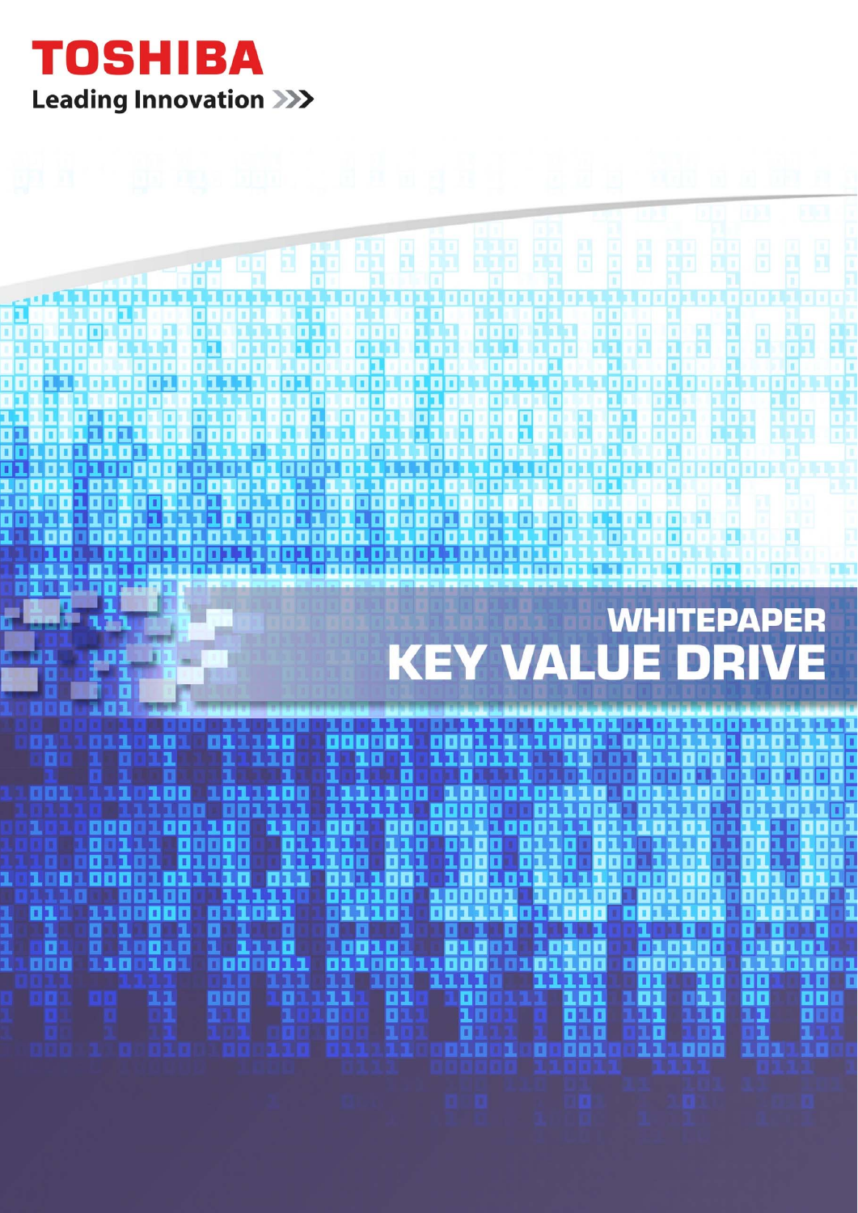**TOSHIBA**

Leading Innovation >>>

WHITEPAPER

# KEY VALUE DRIVE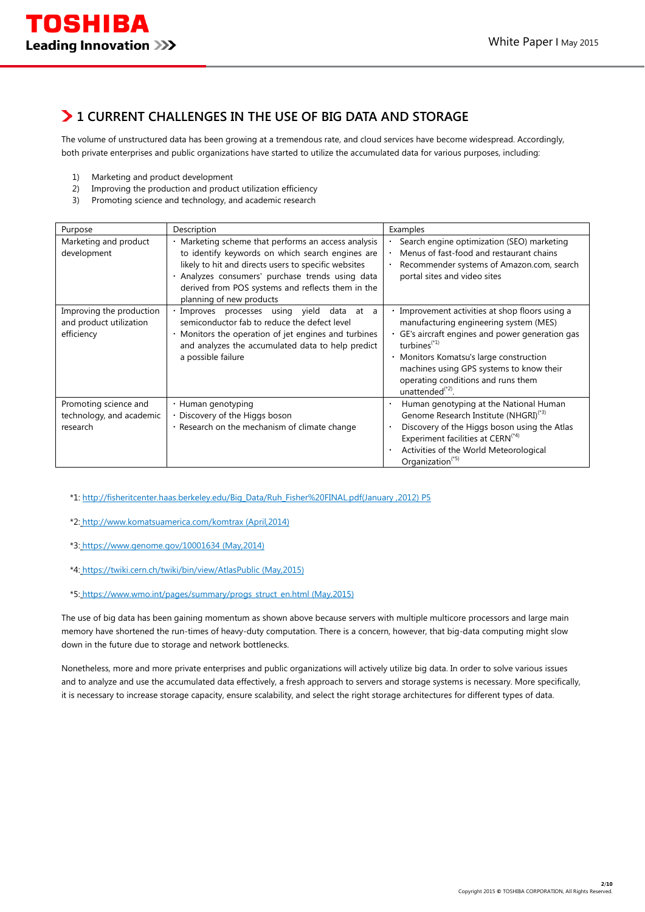## 1 CURRENT CHALLENGES IN THE USE OF BIG DATA AND STORAGE

The volume of unstructured data has been growing at a tremendous rate, and cloud services have become widespread. Accordingly, both private enterprises and public organizations have started to utilize the accumulated data for various purposes, including:

1) Marketing and product development
2) Improving the production and product utilization efficiency
3) Promoting science and technology, and academic research

| Purpose | Description | Examples |
|---|---|---|
| Marketing and product development | · Marketing scheme that performs an access analysis to identify keywords on which search engines are likely to hit and directs users to specific websites<br>· Analyzes consumers' purchase trends using data derived from POS systems and reflects them in the planning of new products | · Search engine optimization (SEO) marketing<br>· Menus of fast-food and restaurant chains<br>· Recommender systems of Amazon.com, search portal sites and video sites |
| Improving the production and product utilization efficiency | · Improves processes using yield data at a semiconductor fab to reduce the defect level<br>· Monitors the operation of jet engines and turbines and analyzes the accumulated data to help predict a possible failure | · Improvement activities at shop floors using a manufacturing engineering system (MES)<br>· GE's aircraft engines and power generation gas turbines(*1)<br>· Monitors Komatsu's large construction machines using GPS systems to know their operating conditions and runs them unattended(*2). |
| Promoting science and technology, and academic research | · Human genotyping<br>· Discovery of the Higgs boson<br>· Research on the mechanism of climate change | · Human genotyping at the National Human Genome Research Institute (NHGRI)(*3)<br>· Discovery of the Higgs boson using the Atlas Experiment facilities at CERN(*4)<br>· Activities of the World Meteorological Organization(*5) |

*1: http://fisheritcenter.haas.berkeley.edu/Big_Data/Ruh_Fisher%20FINAL.pdf(January ,2012) P5

*2: http://www.komatsuamerica.com/komtrax (April,2014)

*3: https://www.genome.gov/10001634 (May,2014)

*4: https://twiki.cern.ch/twiki/bin/view/AtlasPublic (May,2015)

*5: https://www.wmo.int/pages/summary/progs_struct_en.html (May,2015)

The use of big data has been gaining momentum as shown above because servers with multiple multicore processors and large main memory have shortened the run-times of heavy-duty computation. There is a concern, however, that big-data computing might slow down in the future due to storage and network bottlenecks.

Nonetheless, more and more private enterprises and public organizations will actively utilize big data. In order to solve various issues and to analyze and use the accumulated data effectively, a fresh approach to servers and storage systems is necessary. More specifically, it is necessary to increase storage capacity, ensure scalability, and select the right storage architectures for different types of data.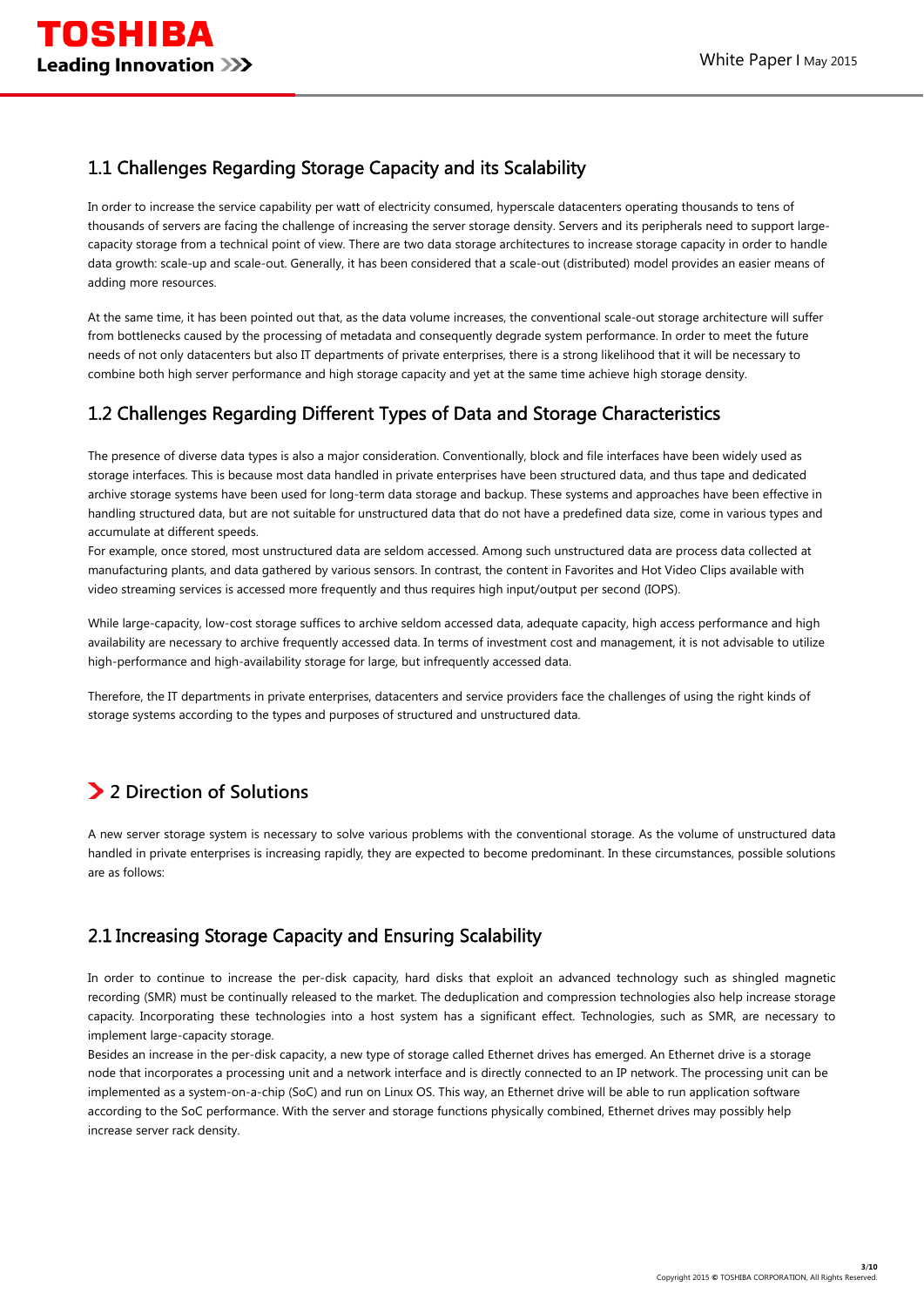## 1.1 Challenges Regarding Storage Capacity and its Scalability

In order to increase the service capability per watt of electricity consumed, hyperscale datacenters operating thousands to tens of thousands of servers are facing the challenge of increasing the server storage density. Servers and its peripherals need to support large-capacity storage from a technical point of view. There are two data storage architectures to increase storage capacity in order to handle data growth: scale-up and scale-out. Generally, it has been considered that a scale-out (distributed) model provides an easier means of adding more resources.

At the same time, it has been pointed out that, as the data volume increases, the conventional scale-out storage architecture will suffer from bottlenecks caused by the processing of metadata and consequently degrade system performance. In order to meet the future needs of not only datacenters but also IT departments of private enterprises, there is a strong likelihood that it will be necessary to combine both high server performance and high storage capacity and yet at the same time achieve high storage density.

## 1.2 Challenges Regarding Different Types of Data and Storage Characteristics

The presence of diverse data types is also a major consideration. Conventionally, block and file interfaces have been widely used as storage interfaces. This is because most data handled in private enterprises have been structured data, and thus tape and dedicated archive storage systems have been used for long-term data storage and backup. These systems and approaches have been effective in handling structured data, but are not suitable for unstructured data that do not have a predefined data size, come in various types and accumulate at different speeds.

For example, once stored, most unstructured data are seldom accessed. Among such unstructured data are process data collected at manufacturing plants, and data gathered by various sensors. In contrast, the content in Favorites and Hot Video Clips available with video streaming services is accessed more frequently and thus requires high input/output per second (IOPS).

While large-capacity, low-cost storage suffices to archive seldom accessed data, adequate capacity, high access performance and high availability are necessary to archive frequently accessed data. In terms of investment cost and management, it is not advisable to utilize high-performance and high-availability storage for large, but infrequently accessed data.

Therefore, the IT departments in private enterprises, datacenters and service providers face the challenges of using the right kinds of storage systems according to the types and purposes of structured and unstructured data.

# 2 Direction of Solutions

A new server storage system is necessary to solve various problems with the conventional storage. As the volume of unstructured data handled in private enterprises is increasing rapidly, they are expected to become predominant. In these circumstances, possible solutions are as follows:

## 2.1 Increasing Storage Capacity and Ensuring Scalability

In order to continue to increase the per-disk capacity, hard disks that exploit an advanced technology such as shingled magnetic recording (SMR) must be continually released to the market. The deduplication and compression technologies also help increase storage capacity. Incorporating these technologies into a host system has a significant effect. Technologies, such as SMR, are necessary to implement large-capacity storage.

Besides an increase in the per-disk capacity, a new type of storage called Ethernet drives has emerged. An Ethernet drive is a storage node that incorporates a processing unit and a network interface and is directly connected to an IP network. The processing unit can be implemented as a system-on-a-chip (SoC) and run on Linux OS. This way, an Ethernet drive will be able to run application software according to the SoC performance. With the server and storage functions physically combined, Ethernet drives may possibly help increase server rack density.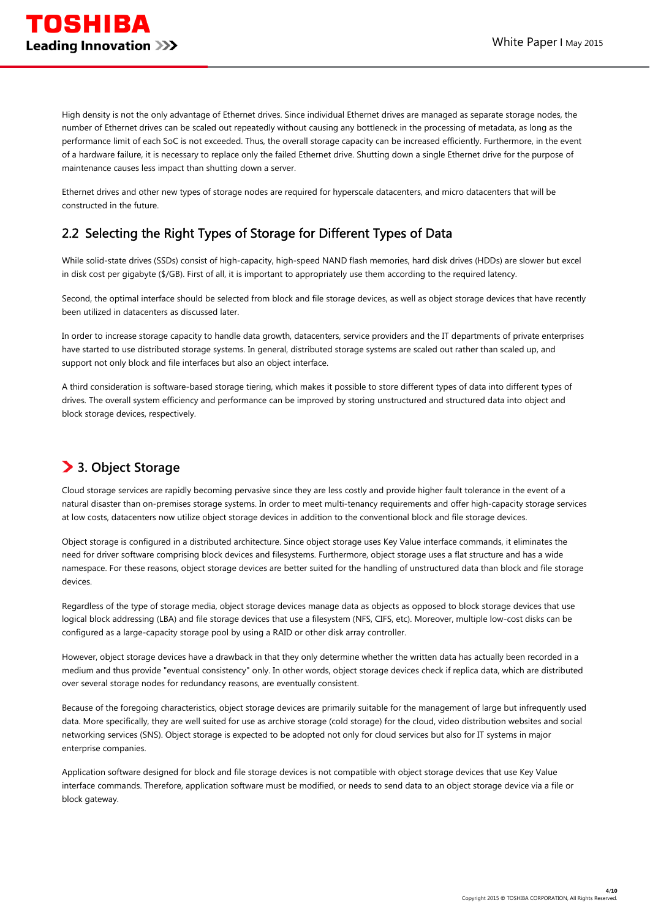High density is not the only advantage of Ethernet drives. Since individual Ethernet drives are managed as separate storage nodes, the number of Ethernet drives can be scaled out repeatedly without causing any bottleneck in the processing of metadata, as long as the performance limit of each SoC is not exceeded. Thus, the overall storage capacity can be increased efficiently. Furthermore, in the event of a hardware failure, it is necessary to replace only the failed Ethernet drive. Shutting down a single Ethernet drive for the purpose of maintenance causes less impact than shutting down a server.

Ethernet drives and other new types of storage nodes are required for hyperscale datacenters, and micro datacenters that will be constructed in the future.

## 2.2 Selecting the Right Types of Storage for Different Types of Data

While solid-state drives (SSDs) consist of high-capacity, high-speed NAND flash memories, hard disk drives (HDDs) are slower but excel in disk cost per gigabyte ($/GB). First of all, it is important to appropriately use them according to the required latency.

Second, the optimal interface should be selected from block and file storage devices, as well as object storage devices that have recently been utilized in datacenters as discussed later.

In order to increase storage capacity to handle data growth, datacenters, service providers and the IT departments of private enterprises have started to use distributed storage systems. In general, distributed storage systems are scaled out rather than scaled up, and support not only block and file interfaces but also an object interface.

A third consideration is software-based storage tiering, which makes it possible to store different types of data into different types of drives. The overall system efficiency and performance can be improved by storing unstructured and structured data into object and block storage devices, respectively.

# 3. Object Storage

Cloud storage services are rapidly becoming pervasive since they are less costly and provide higher fault tolerance in the event of a natural disaster than on-premises storage systems. In order to meet multi-tenancy requirements and offer high-capacity storage services at low costs, datacenters now utilize object storage devices in addition to the conventional block and file storage devices.

Object storage is configured in a distributed architecture. Since object storage uses Key Value interface commands, it eliminates the need for driver software comprising block devices and filesystems. Furthermore, object storage uses a flat structure and has a wide namespace. For these reasons, object storage devices are better suited for the handling of unstructured data than block and file storage devices.

Regardless of the type of storage media, object storage devices manage data as objects as opposed to block storage devices that use logical block addressing (LBA) and file storage devices that use a filesystem (NFS, CIFS, etc). Moreover, multiple low-cost disks can be configured as a large-capacity storage pool by using a RAID or other disk array controller.

However, object storage devices have a drawback in that they only determine whether the written data has actually been recorded in a medium and thus provide "eventual consistency" only. In other words, object storage devices check if replica data, which are distributed over several storage nodes for redundancy reasons, are eventually consistent.

Because of the foregoing characteristics, object storage devices are primarily suitable for the management of large but infrequently used data. More specifically, they are well suited for use as archive storage (cold storage) for the cloud, video distribution websites and social networking services (SNS). Object storage is expected to be adopted not only for cloud services but also for IT systems in major enterprise companies.

Application software designed for block and file storage devices is not compatible with object storage devices that use Key Value interface commands. Therefore, application software must be modified, or needs to send data to an object storage device via a file or block gateway.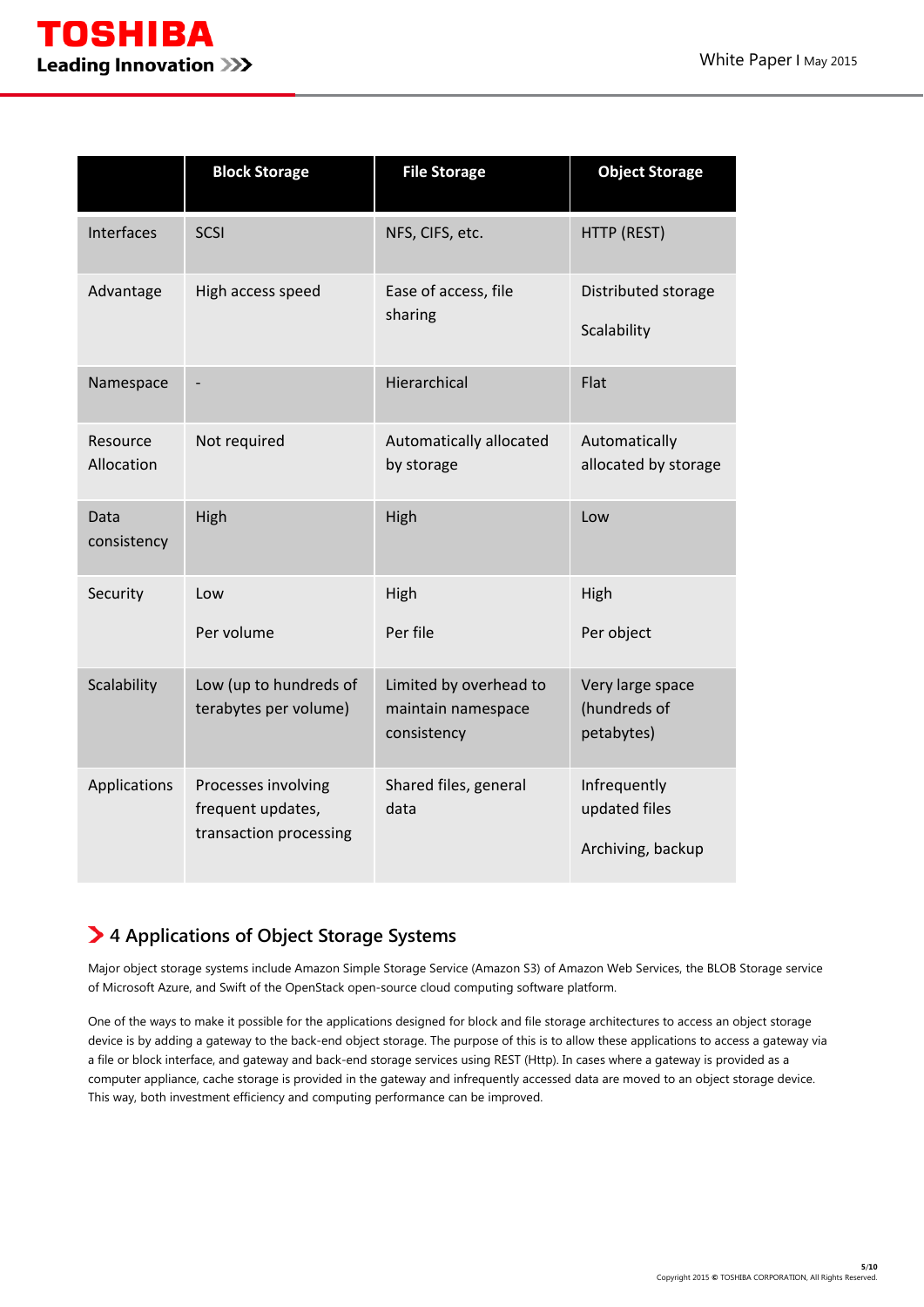| | Block Storage | File Storage | Object Storage |
|---|---|---|---|
| Interfaces | SCSI | NFS, CIFS, etc. | HTTP (REST) |
| Advantage | High access speed | Ease of access, file sharing | Distributed storage<br><br>Scalability |
| Namespace | - | Hierarchical | Flat |
| Resource Allocation | Not required | Automatically allocated by storage | Automatically allocated by storage |
| Data consistency | High | High | Low |
| Security | Low<br><br>Per volume | High<br><br>Per file | High<br><br>Per object |
| Scalability | Low (up to hundreds of terabytes per volume) | Limited by overhead to maintain namespace consistency | Very large space (hundreds of petabytes) |
| Applications | Processes involving frequent updates, transaction processing | Shared files, general data | Infrequently updated files<br><br>Archiving, backup |

## 4 Applications of Object Storage Systems

Major object storage systems include Amazon Simple Storage Service (Amazon S3) of Amazon Web Services, the BLOB Storage service of Microsoft Azure, and Swift of the OpenStack open-source cloud computing software platform.

One of the ways to make it possible for the applications designed for block and file storage architectures to access an object storage device is by adding a gateway to the back-end object storage. The purpose of this is to allow these applications to access a gateway via a file or block interface, and gateway and back-end storage services using REST (Http). In cases where a gateway is provided as a computer appliance, cache storage is provided in the gateway and infrequently accessed data are moved to an object storage device. This way, both investment efficiency and computing performance can be improved.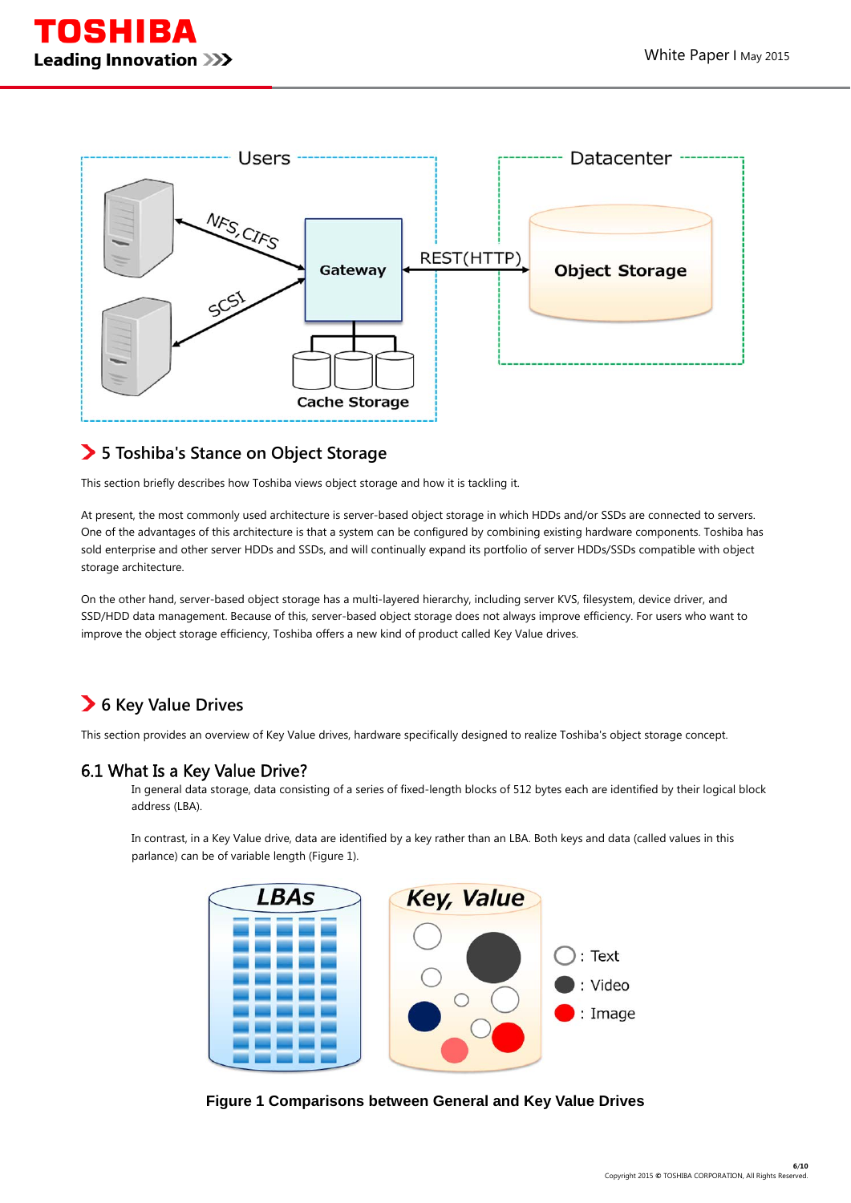## 5 Toshiba's Stance on Object Storage

This section briefly describes how Toshiba views object storage and how it is tackling it.

At present, the most commonly used architecture is server-based object storage in which HDDs and/or SSDs are connected to servers. One of the advantages of this architecture is that a system can be configured by combining existing hardware components. Toshiba has sold enterprise and other server HDDs and SSDs, and will continually expand its portfolio of server HDDs/SSDs compatible with object storage architecture.

On the other hand, server-based object storage has a multi-layered hierarchy, including server KVS, filesystem, device driver, and SSD/HDD data management. Because of this, server-based object storage does not always improve efficiency. For users who want to improve the object storage efficiency, Toshiba offers a new kind of product called Key Value drives.

## 6 Key Value Drives

This section provides an overview of Key Value drives, hardware specifically designed to realize Toshiba's object storage concept.

### 6.1 What Is a Key Value Drive?

In general data storage, data consisting of a series of fixed-length blocks of 512 bytes each are identified by their logical block address (LBA).

In contrast, in a Key Value drive, data are identified by a key rather than an LBA. Both keys and data (called values in this parlance) can be of variable length (Figure 1).

**Figure 1 Comparisons between General and Key Value Drives**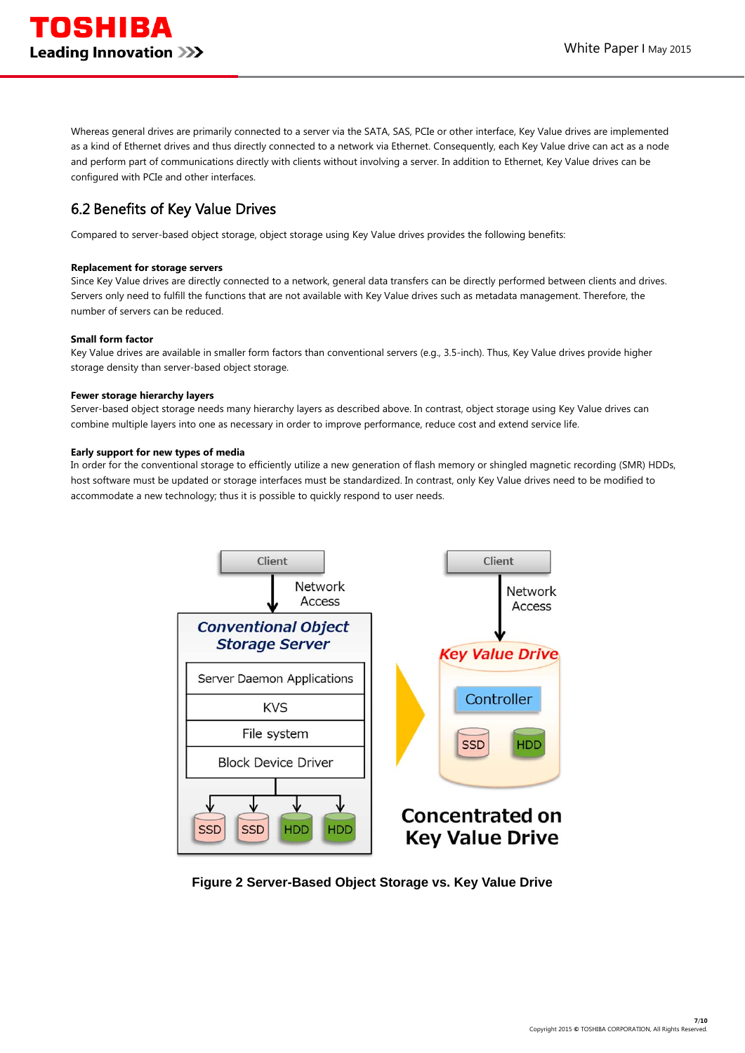Whereas general drives are primarily connected to a server via the SATA, SAS, PCIe or other interface, Key Value drives are implemented as a kind of Ethernet drives and thus directly connected to a network via Ethernet. Consequently, each Key Value drive can act as a node and perform part of communications directly with clients without involving a server. In addition to Ethernet, Key Value drives can be configured with PCIe and other interfaces.

## 6.2 Benefits of Key Value Drives

Compared to server-based object storage, object storage using Key Value drives provides the following benefits:

**Replacement for storage servers**
Since Key Value drives are directly connected to a network, general data transfers can be directly performed between clients and drives. Servers only need to fulfill the functions that are not available with Key Value drives such as metadata management. Therefore, the number of servers can be reduced.

**Small form factor**
Key Value drives are available in smaller form factors than conventional servers (e.g., 3.5-inch). Thus, Key Value drives provide higher storage density than server-based object storage.

**Fewer storage hierarchy layers**
Server-based object storage needs many hierarchy layers as described above. In contrast, object storage using Key Value drives can combine multiple layers into one as necessary in order to improve performance, reduce cost and extend service life.

**Early support for new types of media**
In order for the conventional storage to efficiently utilize a new generation of flash memory or shingled magnetic recording (SMR) HDDs, host software must be updated or storage interfaces must be standardized. In contrast, only Key Value drives need to be modified to accommodate a new technology; thus it is possible to quickly respond to user needs.

**Figure 2 Server-Based Object Storage vs. Key Value Drive**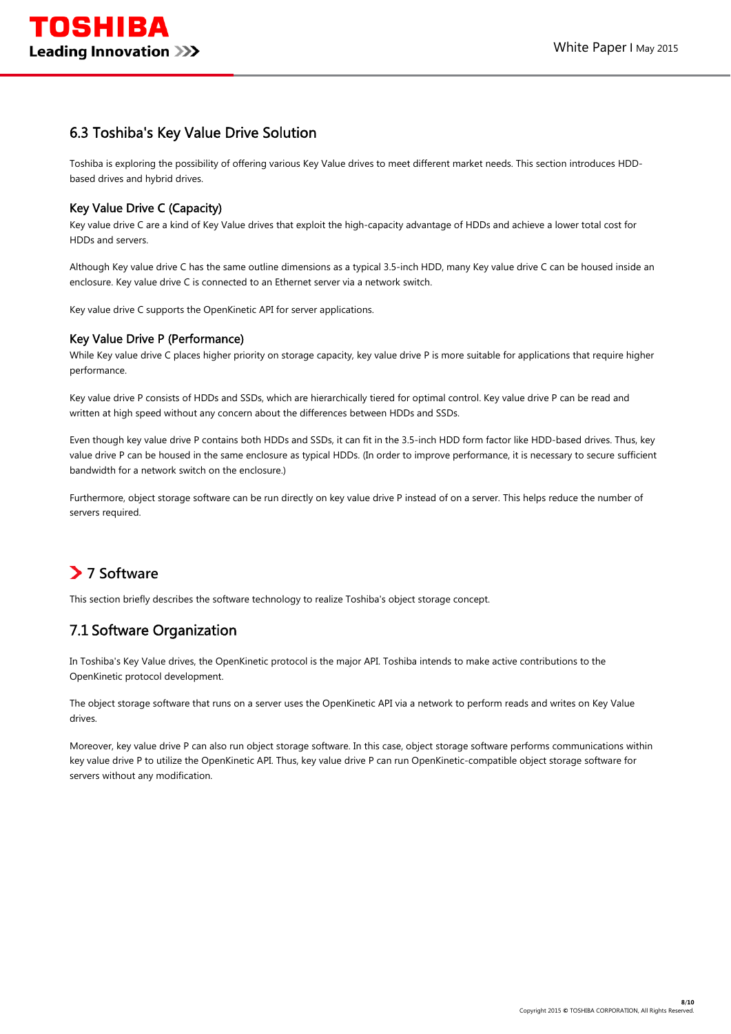## 6.3 Toshiba's Key Value Drive Solution

Toshiba is exploring the possibility of offering various Key Value drives to meet different market needs. This section introduces HDD-based drives and hybrid drives.

### Key Value Drive C (Capacity)

Key value drive C are a kind of Key Value drives that exploit the high-capacity advantage of HDDs and achieve a lower total cost for HDDs and servers.

Although Key value drive C has the same outline dimensions as a typical 3.5-inch HDD, many Key value drive C can be housed inside an enclosure. Key value drive C is connected to an Ethernet server via a network switch.

Key value drive C supports the OpenKinetic API for server applications.

### Key Value Drive P (Performance)

While Key value drive C places higher priority on storage capacity, key value drive P is more suitable for applications that require higher performance.

Key value drive P consists of HDDs and SSDs, which are hierarchically tiered for optimal control. Key value drive P can be read and written at high speed without any concern about the differences between HDDs and SSDs.

Even though key value drive P contains both HDDs and SSDs, it can fit in the 3.5-inch HDD form factor like HDD-based drives. Thus, key value drive P can be housed in the same enclosure as typical HDDs. (In order to improve performance, it is necessary to secure sufficient bandwidth for a network switch on the enclosure.)

Furthermore, object storage software can be run directly on key value drive P instead of on a server. This helps reduce the number of servers required.

# 7 Software

This section briefly describes the software technology to realize Toshiba's object storage concept.

## 7.1 Software Organization

In Toshiba's Key Value drives, the OpenKinetic protocol is the major API. Toshiba intends to make active contributions to the OpenKinetic protocol development.

The object storage software that runs on a server uses the OpenKinetic API via a network to perform reads and writes on Key Value drives.

Moreover, key value drive P can also run object storage software. In this case, object storage software performs communications within key value drive P to utilize the OpenKinetic API. Thus, key value drive P can run OpenKinetic-compatible object storage software for servers without any modification.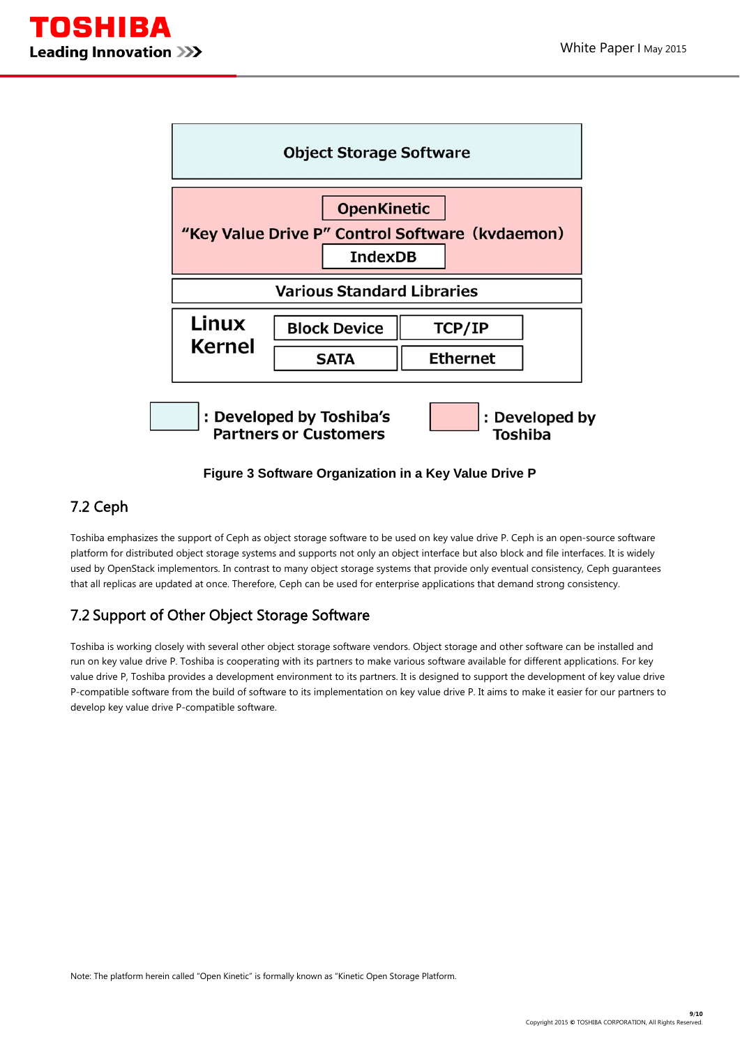Object Storage Software

OpenKinetic

"Key Value Drive P" Control Software（kvdaemon）

IndexDB

Various Standard Libraries

| Linux Kernel | Block Device | TCP/IP |
|---|---|---|
| | SATA | Ethernet |

: Developed by Toshiba's Partners or Customers

: Developed by Toshiba

**Figure 3 Software Organization in a Key Value Drive P**

## 7.2 Ceph

Toshiba emphasizes the support of Ceph as object storage software to be used on key value drive P. Ceph is an open-source software platform for distributed object storage systems and supports not only an object interface but also block and file interfaces. It is widely used by OpenStack implementors. In contrast to many object storage systems that provide only eventual consistency, Ceph guarantees that all replicas are updated at once. Therefore, Ceph can be used for enterprise applications that demand strong consistency.

## 7.2 Support of Other Object Storage Software

Toshiba is working closely with several other object storage software vendors. Object storage and other software can be installed and run on key value drive P. Toshiba is cooperating with its partners to make various software available for different applications. For key value drive P, Toshiba provides a development environment to its partners. It is designed to support the development of key value drive P-compatible software from the build of software to its implementation on key value drive P. It aims to make it easier for our partners to develop key value drive P-compatible software.

Note: The platform herein called "Open Kinetic" is formally known as "Kinetic Open Storage Platform.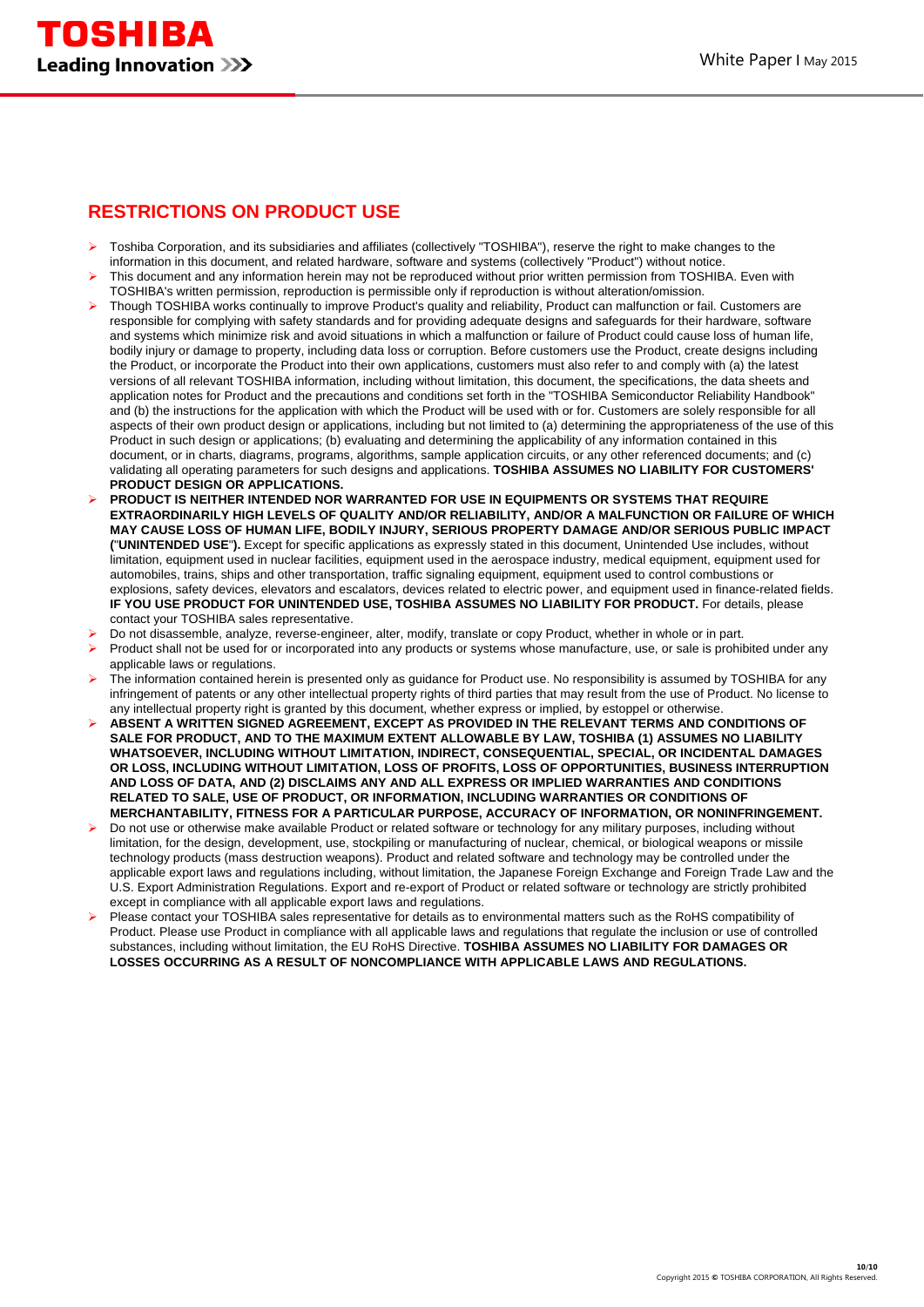## RESTRICTIONS ON PRODUCT USE

- Toshiba Corporation, and its subsidiaries and affiliates (collectively "TOSHIBA"), reserve the right to make changes to the information in this document, and related hardware, software and systems (collectively "Product") without notice.
- This document and any information herein may not be reproduced without prior written permission from TOSHIBA. Even with TOSHIBA's written permission, reproduction is permissible only if reproduction is without alteration/omission.
- Though TOSHIBA works continually to improve Product's quality and reliability, Product can malfunction or fail. Customers are responsible for complying with safety standards and for providing adequate designs and safeguards for their hardware, software and systems which minimize risk and avoid situations in which a malfunction or failure of Product could cause loss of human life, bodily injury or damage to property, including data loss or corruption. Before customers use the Product, create designs including the Product, or incorporate the Product into their own applications, customers must also refer to and comply with (a) the latest versions of all relevant TOSHIBA information, including without limitation, this document, the specifications, the data sheets and application notes for Product and the precautions and conditions set forth in the "TOSHIBA Semiconductor Reliability Handbook" and (b) the instructions for the application with which the Product will be used with or for. Customers are solely responsible for all aspects of their own product design or applications, including but not limited to (a) determining the appropriateness of the use of this Product in such design or applications; (b) evaluating and determining the applicability of any information contained in this document, or in charts, diagrams, programs, algorithms, sample application circuits, or any other referenced documents; and (c) validating all operating parameters for such designs and applications. **TOSHIBA ASSUMES NO LIABILITY FOR CUSTOMERS' PRODUCT DESIGN OR APPLICATIONS.**
- **PRODUCT IS NEITHER INTENDED NOR WARRANTED FOR USE IN EQUIPMENTS OR SYSTEMS THAT REQUIRE EXTRAORDINARILY HIGH LEVELS OF QUALITY AND/OR RELIABILITY, AND/OR A MALFUNCTION OR FAILURE OF WHICH MAY CAUSE LOSS OF HUMAN LIFE, BODILY INJURY, SERIOUS PROPERTY DAMAGE AND/OR SERIOUS PUBLIC IMPACT ("UNINTENDED USE").** Except for specific applications as expressly stated in this document, Unintended Use includes, without limitation, equipment used in nuclear facilities, equipment used in the aerospace industry, medical equipment, equipment used for automobiles, trains, ships and other transportation, traffic signaling equipment, equipment used to control combustions or explosions, safety devices, elevators and escalators, devices related to electric power, and equipment used in finance-related fields. **IF YOU USE PRODUCT FOR UNINTENDED USE, TOSHIBA ASSUMES NO LIABILITY FOR PRODUCT.** For details, please contact your TOSHIBA sales representative.
- Do not disassemble, analyze, reverse-engineer, alter, modify, translate or copy Product, whether in whole or in part.
- Product shall not be used for or incorporated into any products or systems whose manufacture, use, or sale is prohibited under any applicable laws or regulations.
- The information contained herein is presented only as guidance for Product use. No responsibility is assumed by TOSHIBA for any infringement of patents or any other intellectual property rights of third parties that may result from the use of Product. No license to any intellectual property right is granted by this document, whether express or implied, by estoppel or otherwise.
- **ABSENT A WRITTEN SIGNED AGREEMENT, EXCEPT AS PROVIDED IN THE RELEVANT TERMS AND CONDITIONS OF SALE FOR PRODUCT, AND TO THE MAXIMUM EXTENT ALLOWABLE BY LAW, TOSHIBA (1) ASSUMES NO LIABILITY WHATSOEVER, INCLUDING WITHOUT LIMITATION, INDIRECT, CONSEQUENTIAL, SPECIAL, OR INCIDENTAL DAMAGES OR LOSS, INCLUDING WITHOUT LIMITATION, LOSS OF PROFITS, LOSS OF OPPORTUNITIES, BUSINESS INTERRUPTION AND LOSS OF DATA, AND (2) DISCLAIMS ANY AND ALL EXPRESS OR IMPLIED WARRANTIES AND CONDITIONS RELATED TO SALE, USE OF PRODUCT, OR INFORMATION, INCLUDING WARRANTIES OR CONDITIONS OF MERCHANTABILITY, FITNESS FOR A PARTICULAR PURPOSE, ACCURACY OF INFORMATION, OR NONINFRINGEMENT.**
- Do not use or otherwise make available Product or related software or technology for any military purposes, including without limitation, for the design, development, use, stockpiling or manufacturing of nuclear, chemical, or biological weapons or missile technology products (mass destruction weapons). Product and related software and technology may be controlled under the applicable export laws and regulations including, without limitation, the Japanese Foreign Exchange and Foreign Trade Law and the U.S. Export Administration Regulations. Export and re-export of Product or related software or technology are strictly prohibited except in compliance with all applicable export laws and regulations.
- Please contact your TOSHIBA sales representative for details as to environmental matters such as the RoHS compatibility of Product. Please use Product in compliance with all applicable laws and regulations that regulate the inclusion or use of controlled substances, including without limitation, the EU RoHS Directive. **TOSHIBA ASSUMES NO LIABILITY FOR DAMAGES OR LOSSES OCCURRING AS A RESULT OF NONCOMPLIANCE WITH APPLICABLE LAWS AND REGULATIONS.**